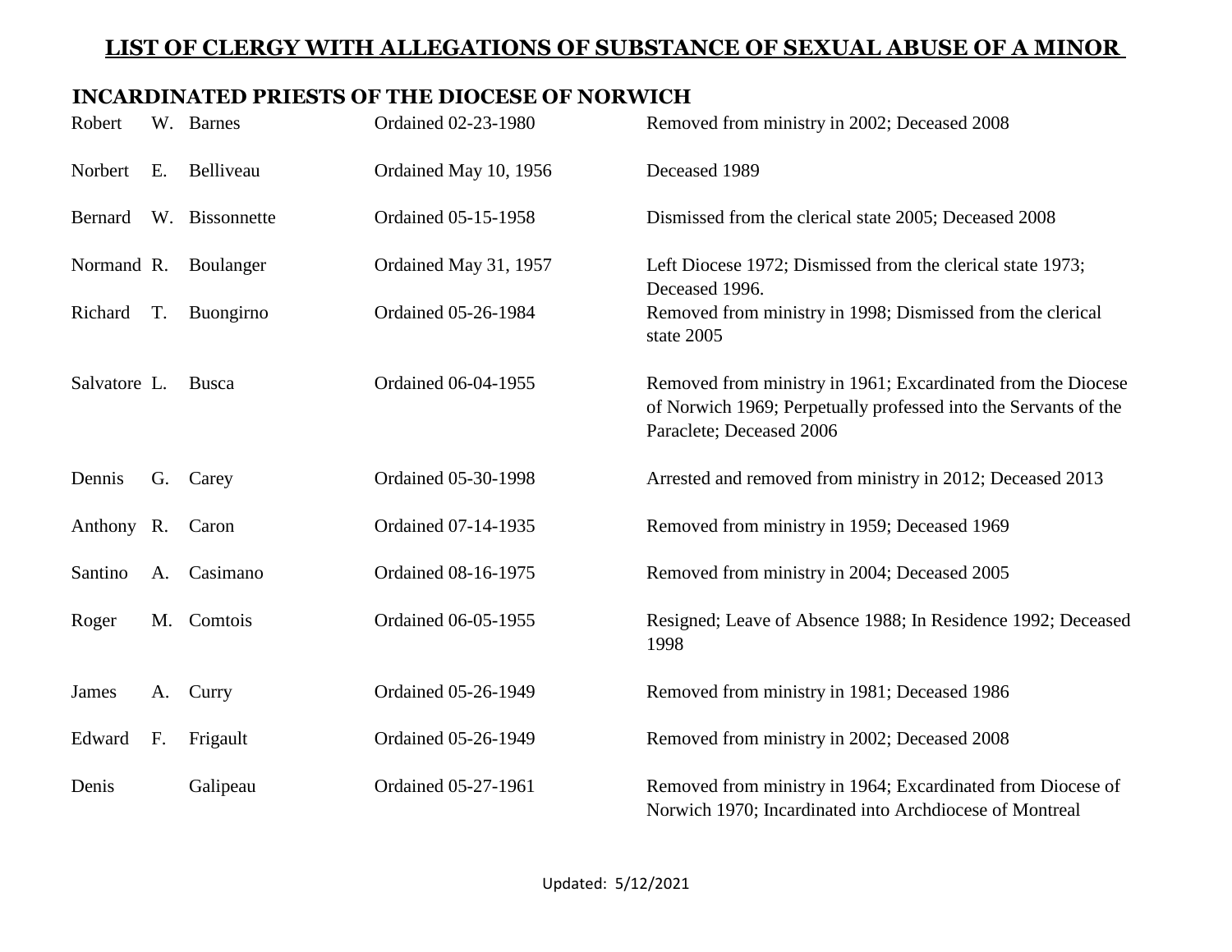# LIST OF CLERGY WITH ALLEGATIONS OF SUBSTANCE OF SEXUAL ABUSE OF A MINOR

## INCARDINATED PRIESTS OF THE DIOCESE OF NORWICH

| First Name | Initial | Last Name | Ordained | Status |
|---|---|---|---|---|
| Robert | W. | Barnes | Ordained 02-23-1980 | Removed from ministry in 2002; Deceased 2008 |
| Norbert | E. | Belliveau | Ordained May 10, 1956 | Deceased 1989 |
| Bernard | W. | Bissonnette | Ordained 05-15-1958 | Dismissed from the clerical state 2005; Deceased 2008 |
| Normand | R. | Boulanger | Ordained May 31, 1957 | Left Diocese 1972; Dismissed from the clerical state 1973; Deceased 1996. |
| Richard | T. | Buongirno | Ordained 05-26-1984 | Removed from ministry in 1998; Dismissed from the clerical state 2005 |
| Salvatore | L. | Busca | Ordained 06-04-1955 | Removed from ministry in 1961; Excardinated from the Diocese of Norwich 1969; Perpetually professed into the Servants of the Paraclete; Deceased 2006 |
| Dennis | G. | Carey | Ordained 05-30-1998 | Arrested and removed from ministry in 2012; Deceased 2013 |
| Anthony | R. | Caron | Ordained 07-14-1935 | Removed from ministry in 1959; Deceased 1969 |
| Santino | A. | Casimano | Ordained 08-16-1975 | Removed from ministry in 2004; Deceased 2005 |
| Roger | M. | Comtois | Ordained 06-05-1955 | Resigned; Leave of Absence 1988; In Residence 1992; Deceased 1998 |
| James | A. | Curry | Ordained 05-26-1949 | Removed from ministry in 1981; Deceased 1986 |
| Edward | F. | Frigault | Ordained 05-26-1949 | Removed from ministry in 2002; Deceased 2008 |
| Denis | | Galipeau | Ordained 05-27-1961 | Removed from ministry in 1964; Excardinated from Diocese of Norwich 1970; Incardinated into Archdiocese of Montreal |

Updated: 5/12/2021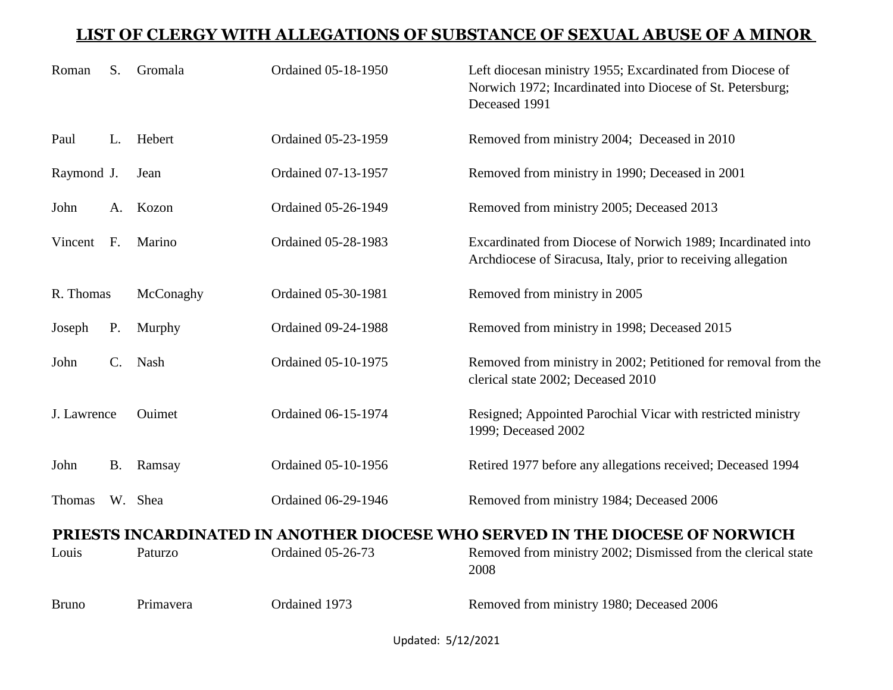## LIST OF CLERGY WITH ALLEGATIONS OF SUBSTANCE OF SEXUAL ABUSE OF A MINOR

| | | | | |
|---|---|---|---|---|
| Roman | S. | Gromala | Ordained 05-18-1950 | Left diocesan ministry 1955; Excardinated from Diocese of Norwich 1972; Incardinated into Diocese of St. Petersburg; Deceased 1991 |
| Paul | L. | Hebert | Ordained 05-23-1959 | Removed from ministry 2004; Deceased in 2010 |
| Raymond | J. | Jean | Ordained 07-13-1957 | Removed from ministry in 1990; Deceased in 2001 |
| John | A. | Kozon | Ordained 05-26-1949 | Removed from ministry 2005; Deceased 2013 |
| Vincent | F. | Marino | Ordained 05-28-1983 | Excardinated from Diocese of Norwich 1989; Incardinated into Archdiocese of Siracusa, Italy, prior to receiving allegation |
| R. Thomas | | McConaghy | Ordained 05-30-1981 | Removed from ministry in 2005 |
| Joseph | P. | Murphy | Ordained 09-24-1988 | Removed from ministry in 1998; Deceased 2015 |
| John | C. | Nash | Ordained 05-10-1975 | Removed from ministry in 2002; Petitioned for removal from the clerical state 2002; Deceased 2010 |
| J. Lawrence | | Ouimet | Ordained 06-15-1974 | Resigned; Appointed Parochial Vicar with restricted ministry 1999; Deceased 2002 |
| John | B. | Ramsay | Ordained 05-10-1956 | Retired 1977 before any allegations received; Deceased 1994 |
| Thomas | W. | Shea | Ordained 06-29-1946 | Removed from ministry 1984; Deceased 2006 |

## PRIESTS INCARDINATED IN ANOTHER DIOCESE WHO SERVED IN THE DIOCESE OF NORWICH

| | | | |
|---|---|---|---|
| Louis | Paturzo | Ordained 05-26-73 | Removed from ministry 2002; Dismissed from the clerical state 2008 |
| Bruno | Primavera | Ordained 1973 | Removed from ministry 1980; Deceased 2006 |

Updated: 5/12/2021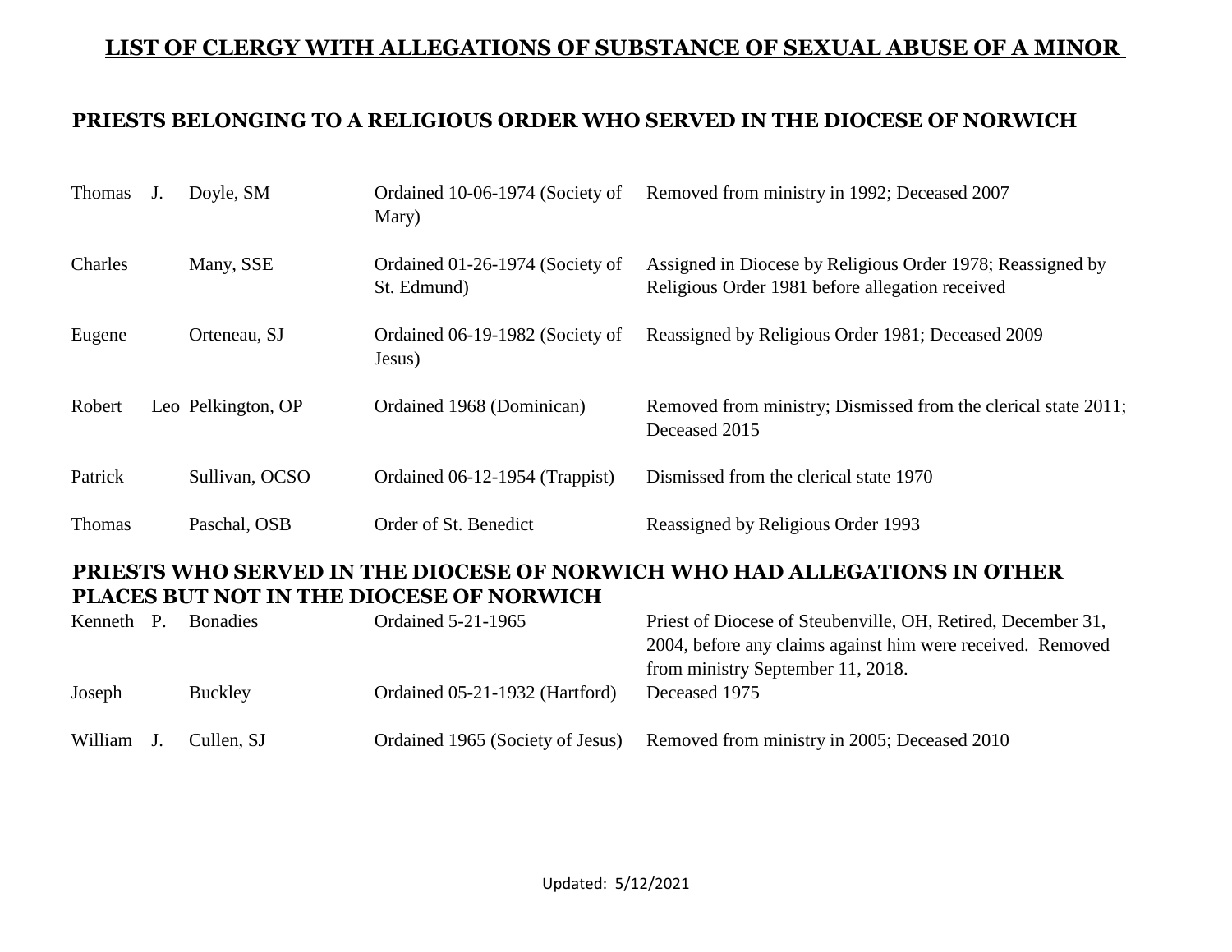## LIST OF CLERGY WITH ALLEGATIONS OF SUBSTANCE OF SEXUAL ABUSE OF A MINOR

### PRIESTS BELONGING TO A RELIGIOUS ORDER WHO SERVED IN THE DIOCESE OF NORWICH

| | | | | |
|---|---|---|---|---|
| Thomas | J. | Doyle, SM | Ordained 10-06-1974 (Society of Mary) | Removed from ministry in 1992; Deceased 2007 |
| Charles | | Many, SSE | Ordained 01-26-1974 (Society of St. Edmund) | Assigned in Diocese by Religious Order 1978; Reassigned by Religious Order 1981 before allegation received |
| Eugene | | Orteneau, SJ | Ordained 06-19-1982 (Society of Jesus) | Reassigned by Religious Order 1981; Deceased 2009 |
| Robert | Leo | Pelkington, OP | Ordained 1968 (Dominican) | Removed from ministry; Dismissed from the clerical state 2011; Deceased 2015 |
| Patrick | | Sullivan, OCSO | Ordained 06-12-1954 (Trappist) | Dismissed from the clerical state 1970 |
| Thomas | | Paschal, OSB | Order of St. Benedict | Reassigned by Religious Order 1993 |

### PRIESTS WHO SERVED IN THE DIOCESE OF NORWICH WHO HAD ALLEGATIONS IN OTHER PLACES BUT NOT IN THE DIOCESE OF NORWICH

| | | | | |
|---|---|---|---|---|
| Kenneth | P. | Bonadies | Ordained 5-21-1965 | Priest of Diocese of Steubenville, OH, Retired, December 31, 2004, before any claims against him were received. Removed from ministry September 11, 2018. |
| Joseph | | Buckley | Ordained 05-21-1932 (Hartford) | Deceased 1975 |
| William | J. | Cullen, SJ | Ordained 1965 (Society of Jesus) | Removed from ministry in 2005; Deceased 2010 |

Updated: 5/12/2021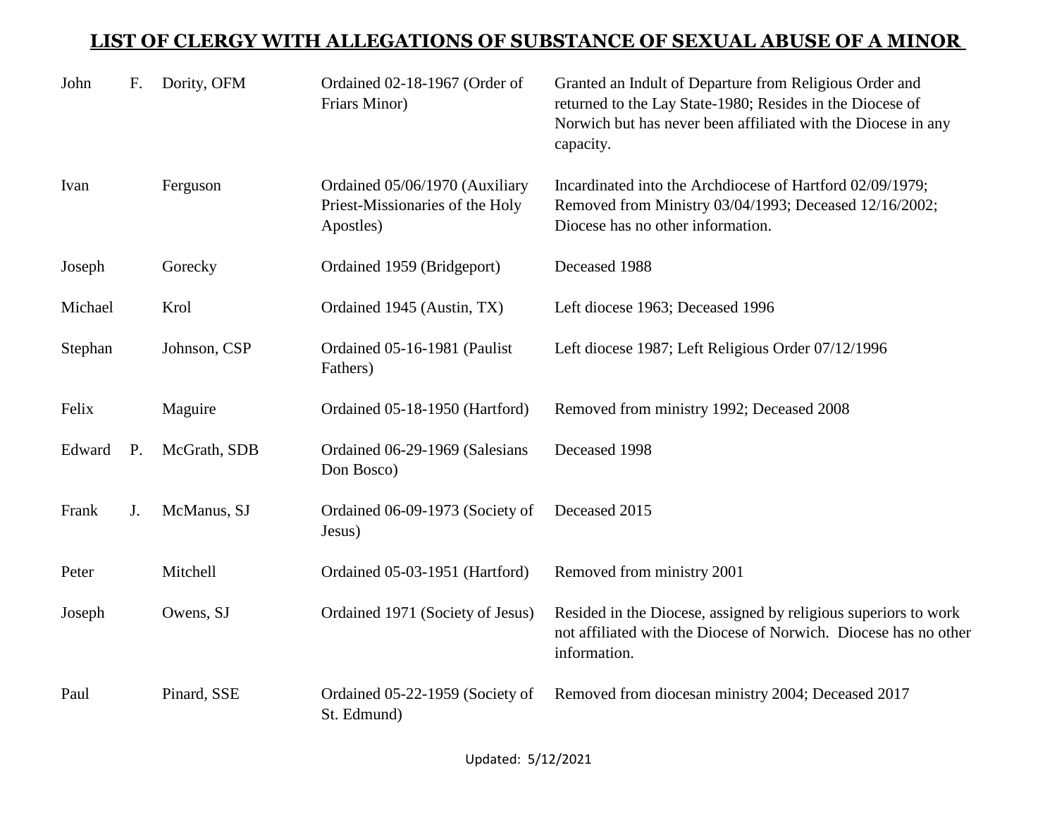## LIST OF CLERGY WITH ALLEGATIONS OF SUBSTANCE OF SEXUAL ABUSE OF A MINOR

| | | | | |
|---|---|---|---|---|
| John | F. | Dority, OFM | Ordained 02-18-1967 (Order of Friars Minor) | Granted an Indult of Departure from Religious Order and returned to the Lay State-1980; Resides in the Diocese of Norwich but has never been affiliated with the Diocese in any capacity. |
| Ivan | | Ferguson | Ordained 05/06/1970 (Auxiliary Priest-Missionaries of the Holy Apostles) | Incardinated into the Archdiocese of Hartford 02/09/1979; Removed from Ministry 03/04/1993; Deceased 12/16/2002; Diocese has no other information. |
| Joseph | | Gorecky | Ordained 1959 (Bridgeport) | Deceased 1988 |
| Michael | | Krol | Ordained 1945 (Austin, TX) | Left diocese 1963; Deceased 1996 |
| Stephan | | Johnson, CSP | Ordained 05-16-1981 (Paulist Fathers) | Left diocese 1987; Left Religious Order 07/12/1996 |
| Felix | | Maguire | Ordained 05-18-1950 (Hartford) | Removed from ministry 1992; Deceased 2008 |
| Edward | P. | McGrath, SDB | Ordained 06-29-1969 (Salesians Don Bosco) | Deceased 1998 |
| Frank | J. | McManus, SJ | Ordained 06-09-1973 (Society of Jesus) | Deceased 2015 |
| Peter | | Mitchell | Ordained 05-03-1951 (Hartford) | Removed from ministry 2001 |
| Joseph | | Owens, SJ | Ordained 1971 (Society of Jesus) | Resided in the Diocese, assigned by religious superiors to work not affiliated with the Diocese of Norwich. Diocese has no other information. |
| Paul | | Pinard, SSE | Ordained 05-22-1959 (Society of St. Edmund) | Removed from diocesan ministry 2004; Deceased 2017 |

Updated: 5/12/2021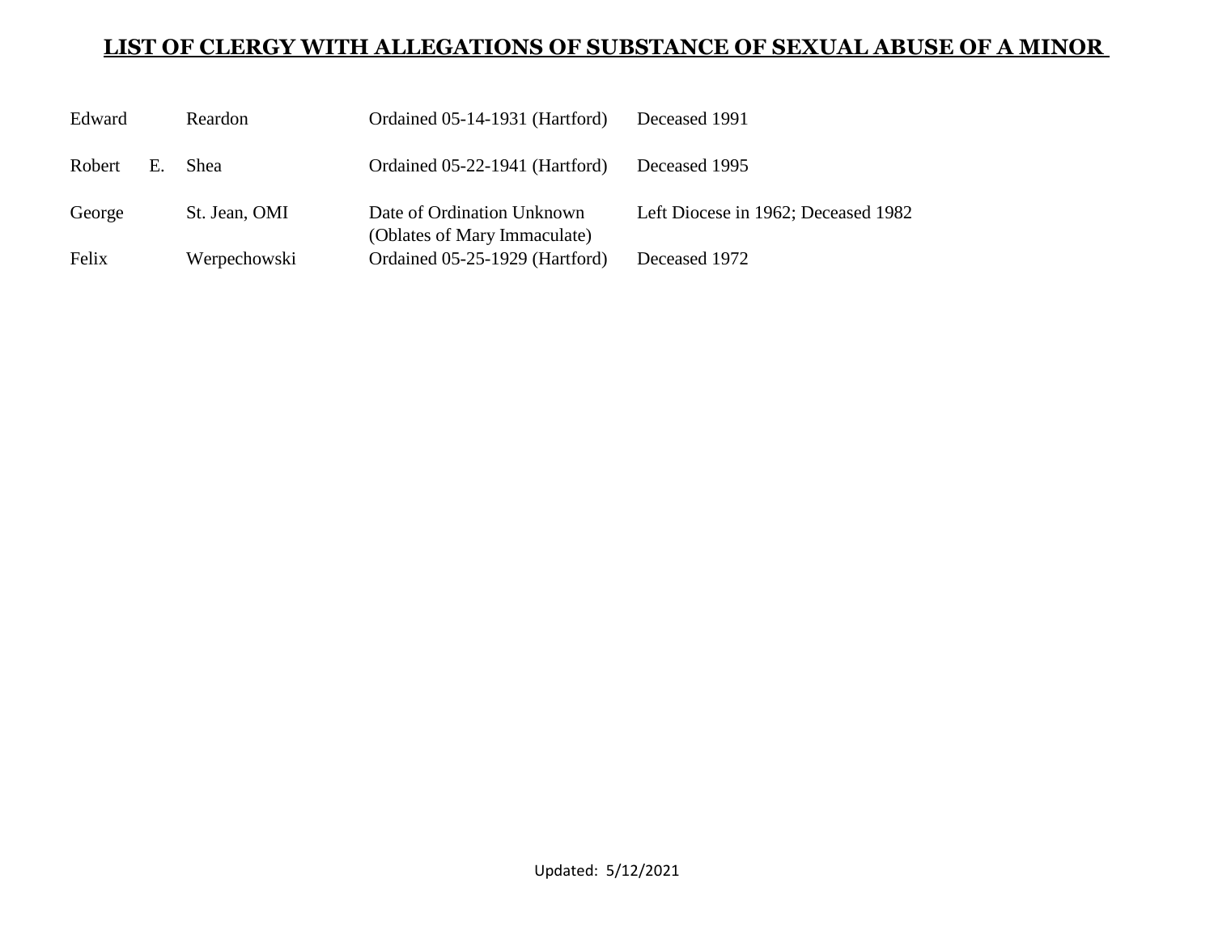**LIST OF CLERGY WITH ALLEGATIONS OF SUBSTANCE OF SEXUAL ABUSE OF A MINOR**

| | | | | |
|---|---|---|---|---|
| Edward | | Reardon | Ordained 05-14-1931 (Hartford) | Deceased 1991 |
| Robert | E. | Shea | Ordained 05-22-1941 (Hartford) | Deceased 1995 |
| George | | St. Jean, OMI | Date of Ordination Unknown (Oblates of Mary Immaculate) | Left Diocese in 1962; Deceased 1982 |
| Felix | | Werpechowski | Ordained 05-25-1929 (Hartford) | Deceased 1972 |

Updated: 5/12/2021